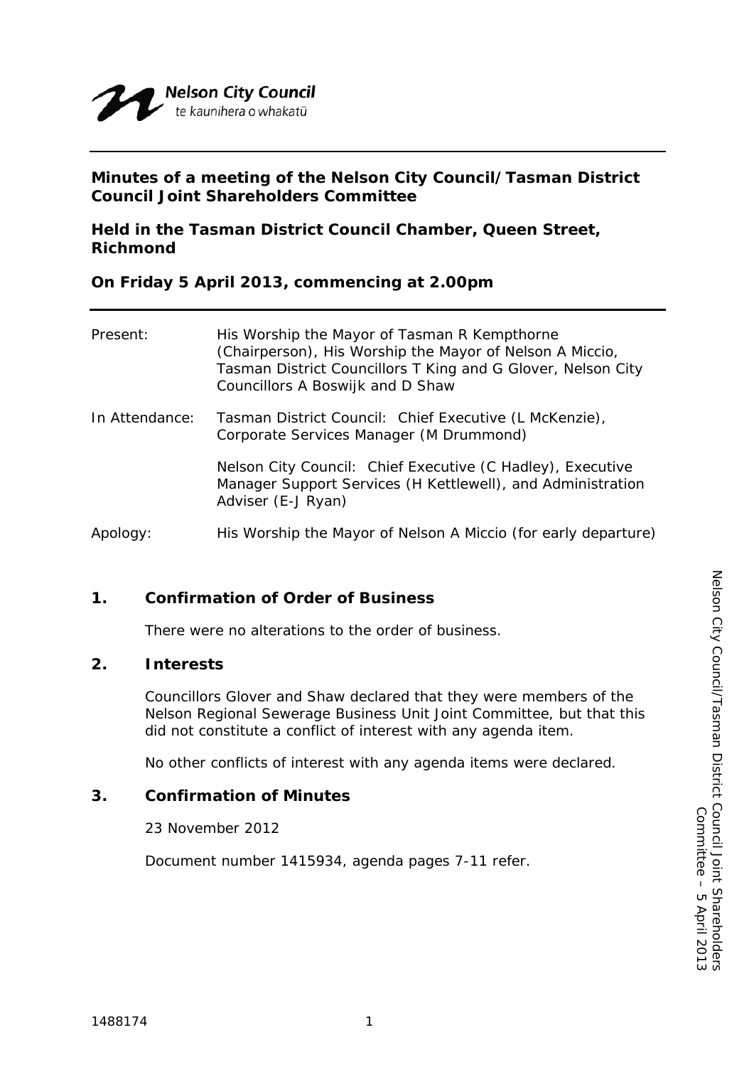Nelson City Council
te kaunihera o whakatū

**Minutes of a meeting of the Nelson City Council/Tasman District Council Joint Shareholders Committee**

**Held in the Tasman District Council Chamber, Queen Street, Richmond**

**On Friday 5 April 2013, commencing at 2.00pm**

| | |
|---|---|
| Present: | His Worship the Mayor of Tasman R Kempthorne (Chairperson), His Worship the Mayor of Nelson A Miccio, Tasman District Councillors T King and G Glover, Nelson City Councillors A Boswijk and D Shaw |
| In Attendance: | Tasman District Council: Chief Executive (L McKenzie), Corporate Services Manager (M Drummond) |
| | Nelson City Council: Chief Executive (C Hadley), Executive Manager Support Services (H Kettlewell), and Administration Adviser (E-J Ryan) |
| Apology: | His Worship the Mayor of Nelson A Miccio (for early departure) |

## 1. Confirmation of Order of Business

There were no alterations to the order of business.

## 2. Interests

Councillors Glover and Shaw declared that they were members of the Nelson Regional Sewerage Business Unit Joint Committee, but that this did not constitute a conflict of interest with any agenda item.

No other conflicts of interest with any agenda items were declared.

## 3. Confirmation of Minutes

23 November 2012

Document number 1415934, agenda pages 7-11 refer.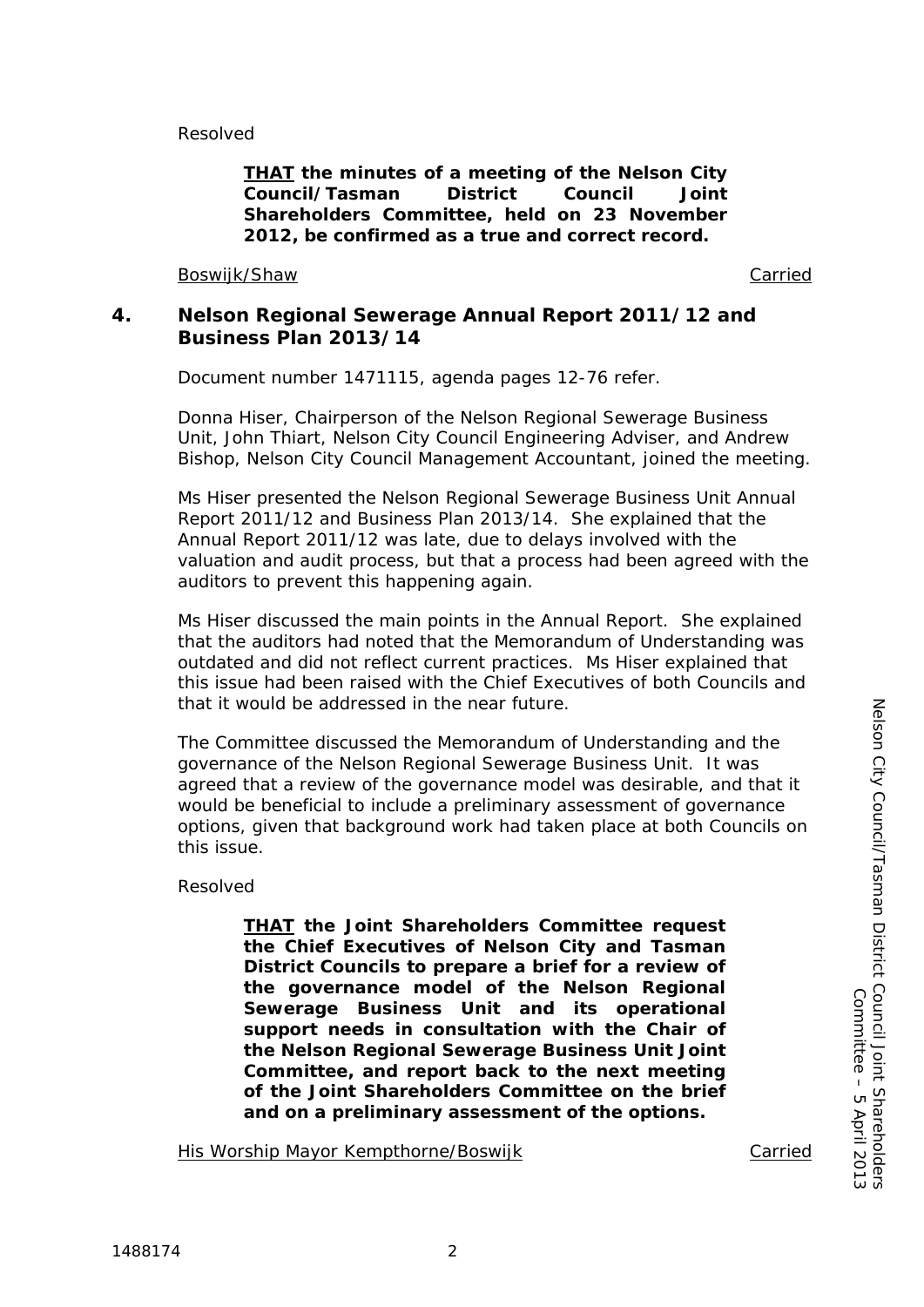Resolved

> **<u>THAT</u> the minutes of a meeting of the Nelson City Council/Tasman District Council Joint Shareholders Committee, held on 23 November 2012, be confirmed as a true and correct record.**

<u>Boswijk/Shaw</u> <u>Carried</u>

## 4. Nelson Regional Sewerage Annual Report 2011/12 and Business Plan 2013/14

Document number 1471115, agenda pages 12-76 refer.

Donna Hiser, Chairperson of the Nelson Regional Sewerage Business Unit, John Thiart, Nelson City Council Engineering Adviser, and Andrew Bishop, Nelson City Council Management Accountant, joined the meeting.

Ms Hiser presented the Nelson Regional Sewerage Business Unit Annual Report 2011/12 and Business Plan 2013/14. She explained that the Annual Report 2011/12 was late, due to delays involved with the valuation and audit process, but that a process had been agreed with the auditors to prevent this happening again.

Ms Hiser discussed the main points in the Annual Report. She explained that the auditors had noted that the Memorandum of Understanding was outdated and did not reflect current practices. Ms Hiser explained that this issue had been raised with the Chief Executives of both Councils and that it would be addressed in the near future.

The Committee discussed the Memorandum of Understanding and the governance of the Nelson Regional Sewerage Business Unit. It was agreed that a review of the governance model was desirable, and that it would be beneficial to include a preliminary assessment of governance options, given that background work had taken place at both Councils on this issue.

Resolved

> **<u>THAT</u> the Joint Shareholders Committee request the Chief Executives of Nelson City and Tasman District Councils to prepare a brief for a review of the governance model of the Nelson Regional Sewerage Business Unit and its operational support needs in consultation with the Chair of the Nelson Regional Sewerage Business Unit Joint Committee, and report back to the next meeting of the Joint Shareholders Committee on the brief and on a preliminary assessment of the options.**

<u>His Worship Mayor Kempthorne/Boswijk</u> <u>Carried</u>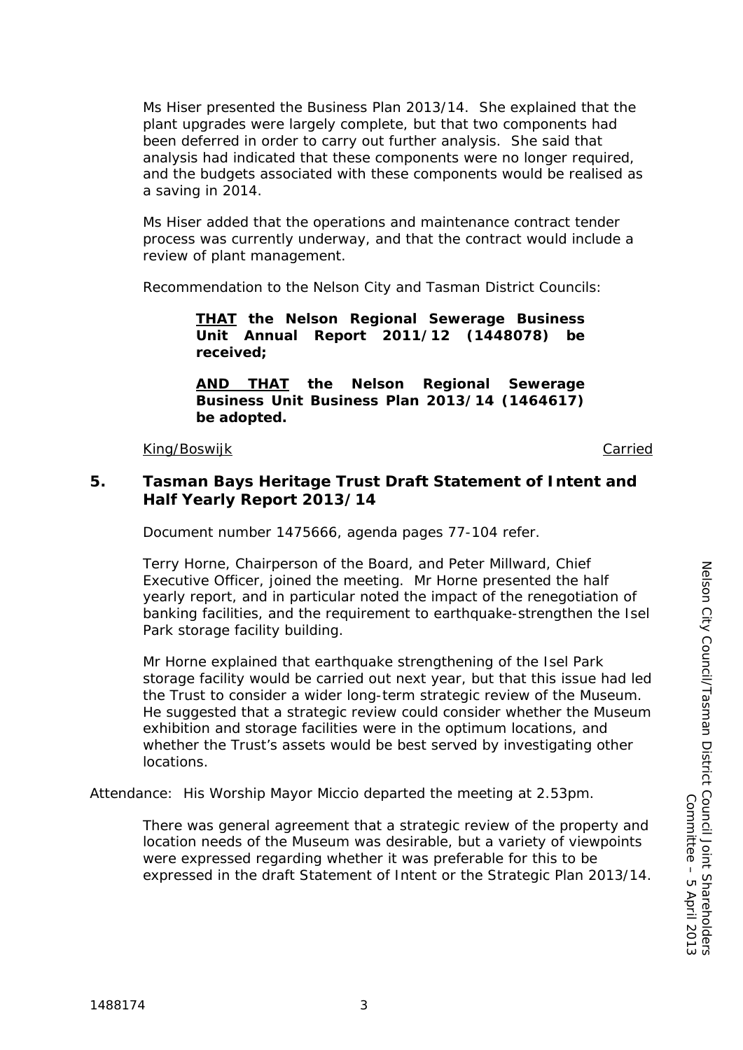Ms Hiser presented the Business Plan 2013/14. She explained that the plant upgrades were largely complete, but that two components had been deferred in order to carry out further analysis. She said that analysis had indicated that these components were no longer required, and the budgets associated with these components would be realised as a saving in 2014.

Ms Hiser added that the operations and maintenance contract tender process was currently underway, and that the contract would include a review of plant management.

Recommendation to the Nelson City and Tasman District Councils:

> **<u>THAT</u> the Nelson Regional Sewerage Business Unit Annual Report 2011/12 (1448078) be received;**
>
> **<u>AND THAT</u> the Nelson Regional Sewerage Business Unit Business Plan 2013/14 (1464617) be adopted.**

<u>King/Boswijk</u> — <u>Carried</u>

## 5. Tasman Bays Heritage Trust Draft Statement of Intent and Half Yearly Report 2013/14

Document number 1475666, agenda pages 77-104 refer.

Terry Horne, Chairperson of the Board, and Peter Millward, Chief Executive Officer, joined the meeting. Mr Horne presented the half yearly report, and in particular noted the impact of the renegotiation of banking facilities, and the requirement to earthquake-strengthen the Isel Park storage facility building.

Mr Horne explained that earthquake strengthening of the Isel Park storage facility would be carried out next year, but that this issue had led the Trust to consider a wider long-term strategic review of the Museum. He suggested that a strategic review could consider whether the Museum exhibition and storage facilities were in the optimum locations, and whether the Trust's assets would be best served by investigating other locations.

Attendance: His Worship Mayor Miccio departed the meeting at 2.53pm.

There was general agreement that a strategic review of the property and location needs of the Museum was desirable, but a variety of viewpoints were expressed regarding whether it was preferable for this to be expressed in the draft Statement of Intent or the Strategic Plan 2013/14.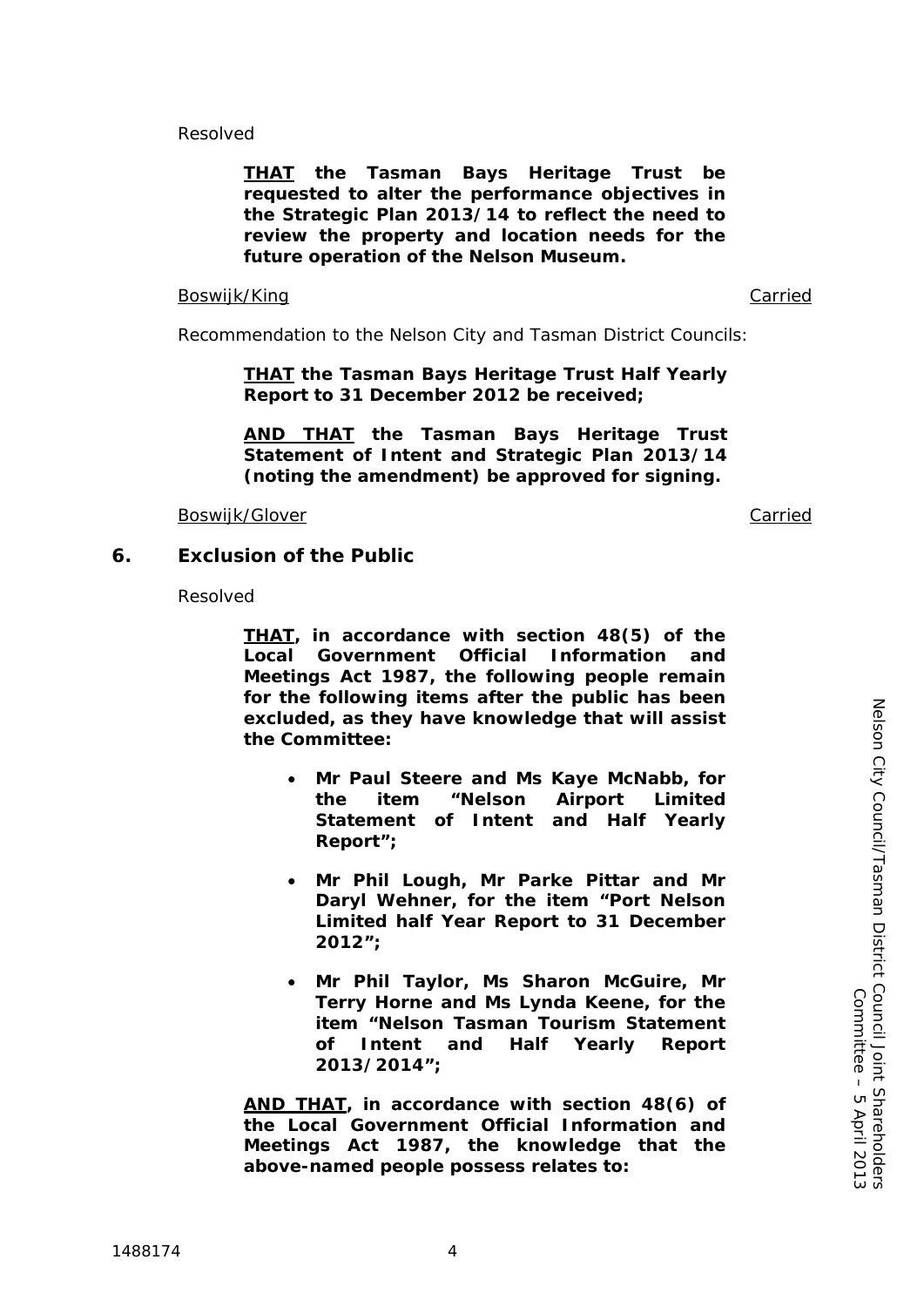Resolved

> **<u>THAT</u> the Tasman Bays Heritage Trust be requested to alter the performance objectives in the Strategic Plan 2013/14 to reflect the need to review the property and location needs for the future operation of the Nelson Museum.**

<u>Boswijk/King</u> <u>Carried</u>

Recommendation to the Nelson City and Tasman District Councils:

> **<u>THAT</u> the Tasman Bays Heritage Trust Half Yearly Report to 31 December 2012 be received;**
>
> **<u>AND THAT</u> the Tasman Bays Heritage Trust Statement of Intent and Strategic Plan 2013/14 (noting the amendment) be approved for signing.**

<u>Boswijk/Glover</u> <u>Carried</u>

## 6. Exclusion of the Public

Resolved

> **<u>THAT</u>, in accordance with section 48(5) of the Local Government Official Information and Meetings Act 1987, the following people remain for the following items after the public has been excluded, as they have knowledge that will assist the Committee:**
>
> - **Mr Paul Steere and Ms Kaye McNabb, for the item "Nelson Airport Limited Statement of Intent and Half Yearly Report";**
> - **Mr Phil Lough, Mr Parke Pittar and Mr Daryl Wehner, for the item "Port Nelson Limited half Year Report to 31 December 2012";**
> - **Mr Phil Taylor, Ms Sharon McGuire, Mr Terry Horne and Ms Lynda Keene, for the item "Nelson Tasman Tourism Statement of Intent and Half Yearly Report 2013/2014";**
>
> **<u>AND THAT</u>, in accordance with section 48(6) of the Local Government Official Information and Meetings Act 1987, the knowledge that the above-named people possess relates to:**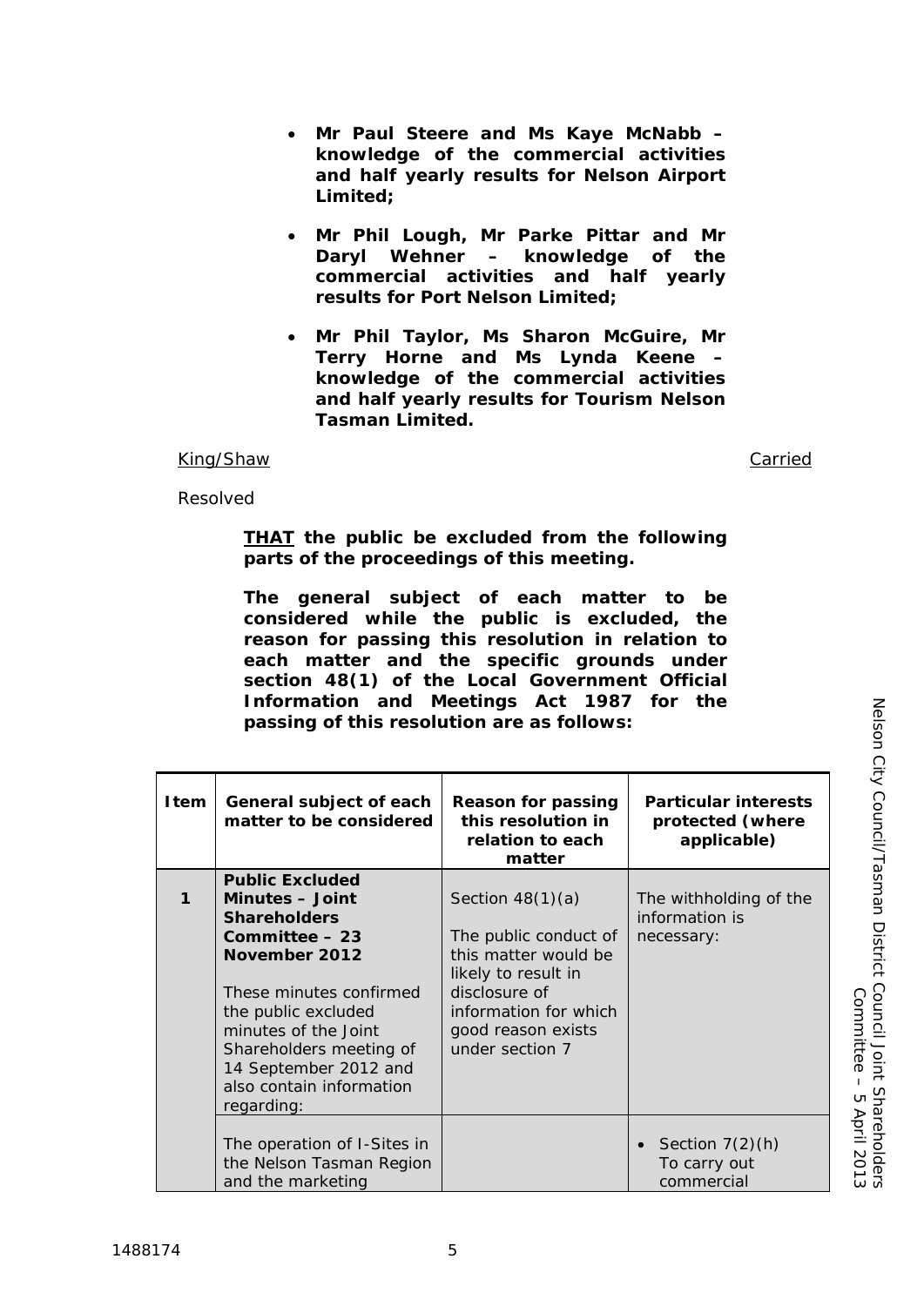- **Mr Paul Steere and Ms Kaye McNabb – knowledge of the commercial activities and half yearly results for Nelson Airport Limited;**

- **Mr Phil Lough, Mr Parke Pittar and Mr Daryl Wehner – knowledge of the commercial activities and half yearly results for Port Nelson Limited;**

- **Mr Phil Taylor, Ms Sharon McGuire, Mr Terry Horne and Ms Lynda Keene – knowledge of the commercial activities and half yearly results for Tourism Nelson Tasman Limited.**

King/Shaw Carried

Resolved

**THAT the public be excluded from the following parts of the proceedings of this meeting.**

**The general subject of each matter to be considered while the public is excluded, the reason for passing this resolution in relation to each matter and the specific grounds under section 48(1) of the Local Government Official Information and Meetings Act 1987 for the passing of this resolution are as follows:**

| Item | General subject of each matter to be considered | Reason for passing this resolution in relation to each matter | Particular interests protected (where applicable) |
|---|---|---|---|
| 1 | **Public Excluded Minutes – Joint Shareholders Committee – 23 November 2012**<br><br>These minutes confirmed the public excluded minutes of the Joint Shareholders meeting of 14 September 2012 and also contain information regarding: | Section 48(1)(a)<br><br>The public conduct of this matter would be likely to result in disclosure of information for which good reason exists under section 7 | The withholding of the information is necessary: |
| | The operation of I-Sites in the Nelson Tasman Region and the marketing | | • Section 7(2)(h) To carry out commercial |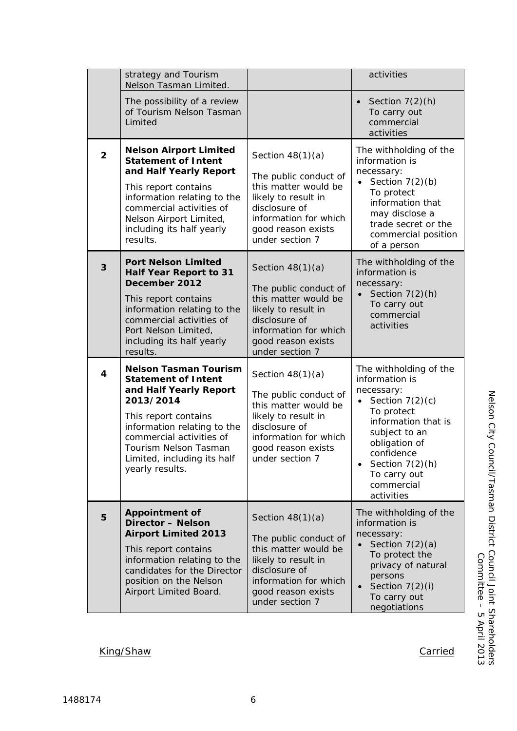| | | | |
|---|---|---|---|
| | strategy and Tourism Nelson Tasman Limited. | | activities |
| | The possibility of a review of Tourism Nelson Tasman Limited | | • Section 7(2)(h) To carry out commercial activities |
| 2 | **Nelson Airport Limited Statement of Intent and Half Yearly Report**<br>This report contains information relating to the commercial activities of Nelson Airport Limited, including its half yearly results. | Section 48(1)(a)<br>The public conduct of this matter would be likely to result in disclosure of information for which good reason exists under section 7 | The withholding of the information is necessary:<br>• Section 7(2)(b) To protect information that may disclose a trade secret or the commercial position of a person |
| 3 | **Port Nelson Limited Half Year Report to 31 December 2012**<br>This report contains information relating to the commercial activities of Port Nelson Limited, including its half yearly results. | Section 48(1)(a)<br>The public conduct of this matter would be likely to result in disclosure of information for which good reason exists under section 7 | The withholding of the information is necessary:<br>• Section 7(2)(h) To carry out commercial activities |
| 4 | **Nelson Tasman Tourism Statement of Intent and Half Yearly Report 2013/2014**<br>This report contains information relating to the commercial activities of Tourism Nelson Tasman Limited, including its half yearly results. | Section 48(1)(a)<br>The public conduct of this matter would be likely to result in disclosure of information for which good reason exists under section 7 | The withholding of the information is necessary:<br>• Section 7(2)(c) To protect information that is subject to an obligation of confidence<br>• Section 7(2)(h) To carry out commercial activities |
| 5 | **Appointment of Director – Nelson Airport Limited 2013**<br>This report contains information relating to the candidates for the Director position on the Nelson Airport Limited Board. | Section 48(1)(a)<br>The public conduct of this matter would be likely to result in disclosure of information for which good reason exists under section 7 | The withholding of the information is necessary:<br>• Section 7(2)(a) To protect the privacy of natural persons<br>• Section 7(2)(i) To carry out negotiations |

King/Shaw Carried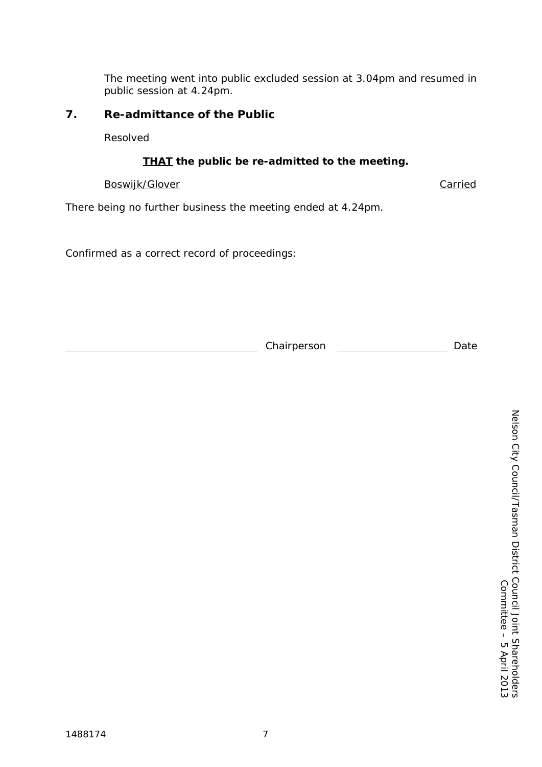The meeting went into public excluded session at 3.04pm and resumed in public session at 4.24pm.

## 7. Re-admittance of the Public

Resolved

**<u>THAT</u> the public be re-admitted to the meeting.**

<u>Boswijk/Glover</u> <u>Carried</u>

There being no further business the meeting ended at 4.24pm.

Confirmed as a correct record of proceedings:

\_\_\_\_\_\_\_\_\_\_\_\_\_\_\_\_\_\_\_\_\_\_\_\_\_\_\_\_\_\_ Chairperson \_\_\_\_\_\_\_\_\_\_\_\_\_\_\_\_\_\_ Date